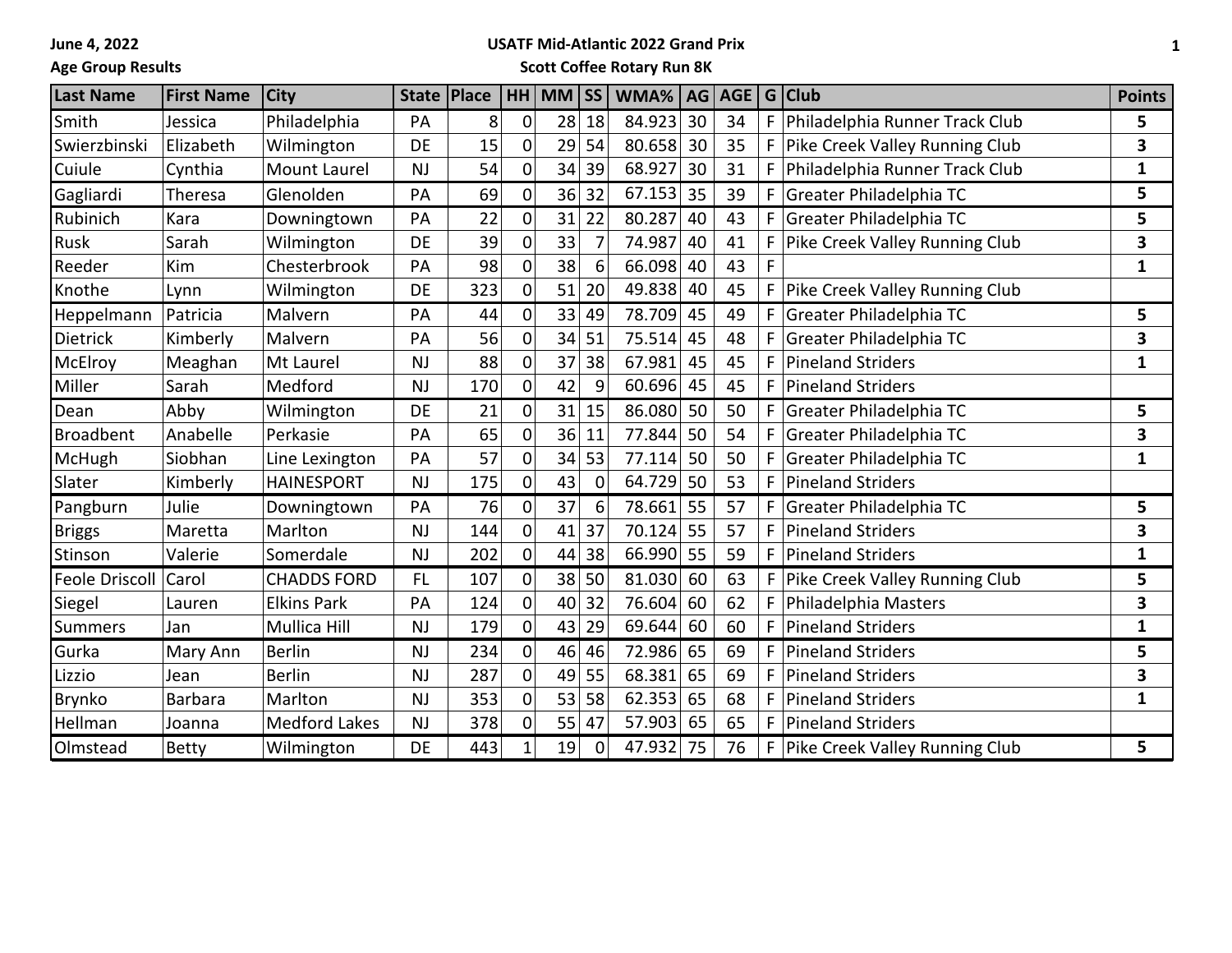June 4, 2022

Age Group Results

**USATF Mid-Atlantic 2022 Grand Prix**

**Scott Coffee Rotary Run 8K**

| Last Name | First Name | City | State | Place | HH | MM | SS | WMA% | AG | AGE | G | Club | Points |
|---|---|---|---|---|---|---|---|---|---|---|---|---|---|
| Smith | Jessica | Philadelphia | PA | 8 | 0 | 28 | 18 | 84.923 | 30 | 34 | F | Philadelphia Runner Track Club | 5 |
| Swierzbinski | Elizabeth | Wilmington | DE | 15 | 0 | 29 | 54 | 80.658 | 30 | 35 | F | Pike Creek Valley Running Club | 3 |
| Cuiule | Cynthia | Mount Laurel | NJ | 54 | 0 | 34 | 39 | 68.927 | 30 | 31 | F | Philadelphia Runner Track Club | 1 |
| Gagliardi | Theresa | Glenolden | PA | 69 | 0 | 36 | 32 | 67.153 | 35 | 39 | F | Greater Philadelphia TC | 5 |
| Rubinich | Kara | Downingtown | PA | 22 | 0 | 31 | 22 | 80.287 | 40 | 43 | F | Greater Philadelphia TC | 5 |
| Rusk | Sarah | Wilmington | DE | 39 | 0 | 33 | 7 | 74.987 | 40 | 41 | F | Pike Creek Valley Running Club | 3 |
| Reeder | Kim | Chesterbrook | PA | 98 | 0 | 38 | 6 | 66.098 | 40 | 43 | F | | 1 |
| Knothe | Lynn | Wilmington | DE | 323 | 0 | 51 | 20 | 49.838 | 40 | 45 | F | Pike Creek Valley Running Club | |
| Heppelmann | Patricia | Malvern | PA | 44 | 0 | 33 | 49 | 78.709 | 45 | 49 | F | Greater Philadelphia TC | 5 |
| Dietrick | Kimberly | Malvern | PA | 56 | 0 | 34 | 51 | 75.514 | 45 | 48 | F | Greater Philadelphia TC | 3 |
| McElroy | Meaghan | Mt Laurel | NJ | 88 | 0 | 37 | 38 | 67.981 | 45 | 45 | F | Pineland Striders | 1 |
| Miller | Sarah | Medford | NJ | 170 | 0 | 42 | 9 | 60.696 | 45 | 45 | F | Pineland Striders | |
| Dean | Abby | Wilmington | DE | 21 | 0 | 31 | 15 | 86.080 | 50 | 50 | F | Greater Philadelphia TC | 5 |
| Broadbent | Anabelle | Perkasie | PA | 65 | 0 | 36 | 11 | 77.844 | 50 | 54 | F | Greater Philadelphia TC | 3 |
| McHugh | Siobhan | Line Lexington | PA | 57 | 0 | 34 | 53 | 77.114 | 50 | 50 | F | Greater Philadelphia TC | 1 |
| Slater | Kimberly | HAINESPORT | NJ | 175 | 0 | 43 | 0 | 64.729 | 50 | 53 | F | Pineland Striders | |
| Pangburn | Julie | Downingtown | PA | 76 | 0 | 37 | 6 | 78.661 | 55 | 57 | F | Greater Philadelphia TC | 5 |
| Briggs | Maretta | Marlton | NJ | 144 | 0 | 41 | 37 | 70.124 | 55 | 57 | F | Pineland Striders | 3 |
| Stinson | Valerie | Somerdale | NJ | 202 | 0 | 44 | 38 | 66.990 | 55 | 59 | F | Pineland Striders | 1 |
| Feole Driscoll | Carol | CHADDS FORD | FL | 107 | 0 | 38 | 50 | 81.030 | 60 | 63 | F | Pike Creek Valley Running Club | 5 |
| Siegel | Lauren | Elkins Park | PA | 124 | 0 | 40 | 32 | 76.604 | 60 | 62 | F | Philadelphia Masters | 3 |
| Summers | Jan | Mullica Hill | NJ | 179 | 0 | 43 | 29 | 69.644 | 60 | 60 | F | Pineland Striders | 1 |
| Gurka | Mary Ann | Berlin | NJ | 234 | 0 | 46 | 46 | 72.986 | 65 | 69 | F | Pineland Striders | 5 |
| Lizzio | Jean | Berlin | NJ | 287 | 0 | 49 | 55 | 68.381 | 65 | 69 | F | Pineland Striders | 3 |
| Brynko | Barbara | Marlton | NJ | 353 | 0 | 53 | 58 | 62.353 | 65 | 68 | F | Pineland Striders | 1 |
| Hellman | Joanna | Medford Lakes | NJ | 378 | 0 | 55 | 47 | 57.903 | 65 | 65 | F | Pineland Striders | |
| Olmstead | Betty | Wilmington | DE | 443 | 1 | 19 | 0 | 47.932 | 75 | 76 | F | Pike Creek Valley Running Club | 5 |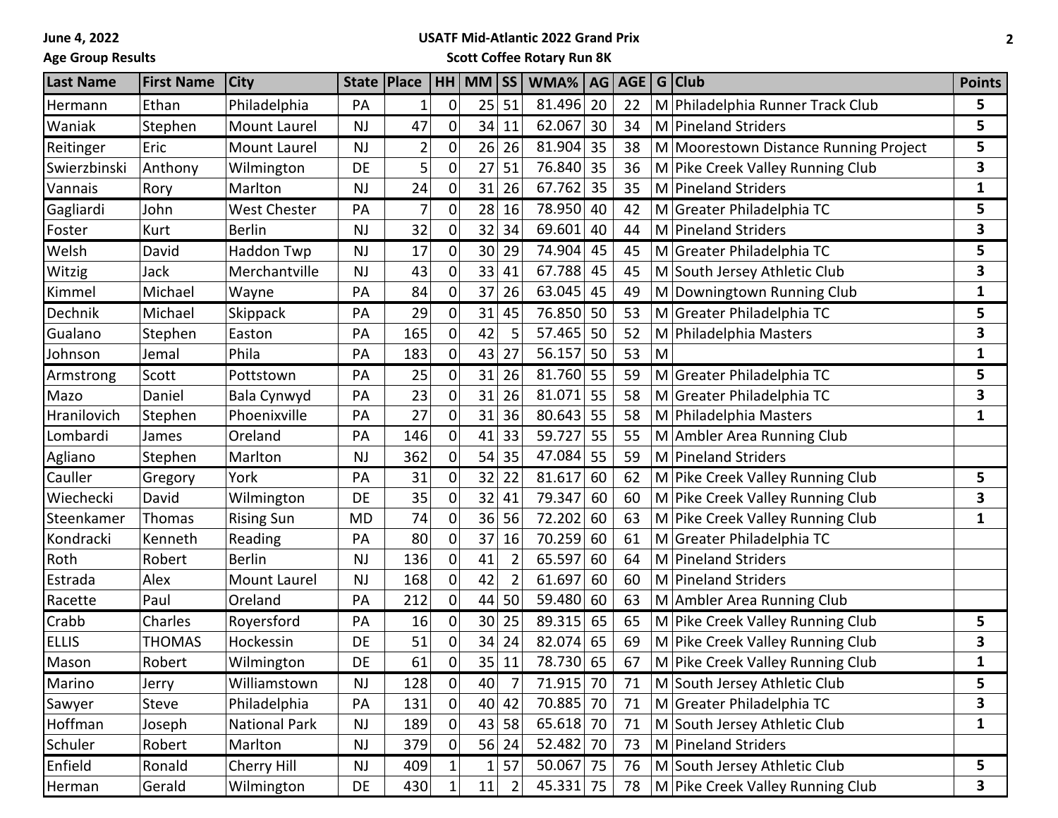June 4, 2022

Age Group Results

## USATF Mid-Atlantic 2022 Grand Prix

### Scott Coffee Rotary Run 8K

| Last Name | First Name | City | State | Place | HH | MM | SS | WMA% | AG | AGE | G | Club | Points |
|---|---|---|---|---|---|---|---|---|---|---|---|---|---|
| Hermann | Ethan | Philadelphia | PA | 1 | 0 | 25 | 51 | 81.496 | 20 | 22 | M | Philadelphia Runner Track Club | 5 |
| Waniak | Stephen | Mount Laurel | NJ | 47 | 0 | 34 | 11 | 62.067 | 30 | 34 | M | Pineland Striders | 5 |
| Reitinger | Eric | Mount Laurel | NJ | 2 | 0 | 26 | 26 | 81.904 | 35 | 38 | M | Moorestown Distance Running Project | 5 |
| Swierzbinski | Anthony | Wilmington | DE | 5 | 0 | 27 | 51 | 76.840 | 35 | 36 | M | Pike Creek Valley Running Club | 3 |
| Vannais | Rory | Marlton | NJ | 24 | 0 | 31 | 26 | 67.762 | 35 | 35 | M | Pineland Striders | 1 |
| Gagliardi | John | West Chester | PA | 7 | 0 | 28 | 16 | 78.950 | 40 | 42 | M | Greater Philadelphia TC | 5 |
| Foster | Kurt | Berlin | NJ | 32 | 0 | 32 | 34 | 69.601 | 40 | 44 | M | Pineland Striders | 3 |
| Welsh | David | Haddon Twp | NJ | 17 | 0 | 30 | 29 | 74.904 | 45 | 45 | M | Greater Philadelphia TC | 5 |
| Witzig | Jack | Merchantville | NJ | 43 | 0 | 33 | 41 | 67.788 | 45 | 45 | M | South Jersey Athletic Club | 3 |
| Kimmel | Michael | Wayne | PA | 84 | 0 | 37 | 26 | 63.045 | 45 | 49 | M | Downingtown Running Club | 1 |
| Dechnik | Michael | Skippack | PA | 29 | 0 | 31 | 45 | 76.850 | 50 | 53 | M | Greater Philadelphia TC | 5 |
| Gualano | Stephen | Easton | PA | 165 | 0 | 42 | 5 | 57.465 | 50 | 52 | M | Philadelphia Masters | 3 |
| Johnson | Jemal | Phila | PA | 183 | 0 | 43 | 27 | 56.157 | 50 | 53 | M | | 1 |
| Armstrong | Scott | Pottstown | PA | 25 | 0 | 31 | 26 | 81.760 | 55 | 59 | M | Greater Philadelphia TC | 5 |
| Mazo | Daniel | Bala Cynwyd | PA | 23 | 0 | 31 | 26 | 81.071 | 55 | 58 | M | Greater Philadelphia TC | 3 |
| Hranilovich | Stephen | Phoenixville | PA | 27 | 0 | 31 | 36 | 80.643 | 55 | 58 | M | Philadelphia Masters | 1 |
| Lombardi | James | Oreland | PA | 146 | 0 | 41 | 33 | 59.727 | 55 | 55 | M | Ambler Area Running Club | |
| Agliano | Stephen | Marlton | NJ | 362 | 0 | 54 | 35 | 47.084 | 55 | 59 | M | Pineland Striders | |
| Cauller | Gregory | York | PA | 31 | 0 | 32 | 22 | 81.617 | 60 | 62 | M | Pike Creek Valley Running Club | 5 |
| Wiechecki | David | Wilmington | DE | 35 | 0 | 32 | 41 | 79.347 | 60 | 60 | M | Pike Creek Valley Running Club | 3 |
| Steenkamer | Thomas | Rising Sun | MD | 74 | 0 | 36 | 56 | 72.202 | 60 | 63 | M | Pike Creek Valley Running Club | 1 |
| Kondracki | Kenneth | Reading | PA | 80 | 0 | 37 | 16 | 70.259 | 60 | 61 | M | Greater Philadelphia TC | |
| Roth | Robert | Berlin | NJ | 136 | 0 | 41 | 2 | 65.597 | 60 | 64 | M | Pineland Striders | |
| Estrada | Alex | Mount Laurel | NJ | 168 | 0 | 42 | 2 | 61.697 | 60 | 60 | M | Pineland Striders | |
| Racette | Paul | Oreland | PA | 212 | 0 | 44 | 50 | 59.480 | 60 | 63 | M | Ambler Area Running Club | |
| Crabb | Charles | Royersford | PA | 16 | 0 | 30 | 25 | 89.315 | 65 | 65 | M | Pike Creek Valley Running Club | 5 |
| ELLIS | THOMAS | Hockessin | DE | 51 | 0 | 34 | 24 | 82.074 | 65 | 69 | M | Pike Creek Valley Running Club | 3 |
| Mason | Robert | Wilmington | DE | 61 | 0 | 35 | 11 | 78.730 | 65 | 67 | M | Pike Creek Valley Running Club | 1 |
| Marino | Jerry | Williamstown | NJ | 128 | 0 | 40 | 7 | 71.915 | 70 | 71 | M | South Jersey Athletic Club | 5 |
| Sawyer | Steve | Philadelphia | PA | 131 | 0 | 40 | 42 | 70.885 | 70 | 71 | M | Greater Philadelphia TC | 3 |
| Hoffman | Joseph | National Park | NJ | 189 | 0 | 43 | 58 | 65.618 | 70 | 71 | M | South Jersey Athletic Club | 1 |
| Schuler | Robert | Marlton | NJ | 379 | 0 | 56 | 24 | 52.482 | 70 | 73 | M | Pineland Striders | |
| Enfield | Ronald | Cherry Hill | NJ | 409 | 1 | 1 | 57 | 50.067 | 75 | 76 | M | South Jersey Athletic Club | 5 |
| Herman | Gerald | Wilmington | DE | 430 | 1 | 11 | 2 | 45.331 | 75 | 78 | M | Pike Creek Valley Running Club | 3 |